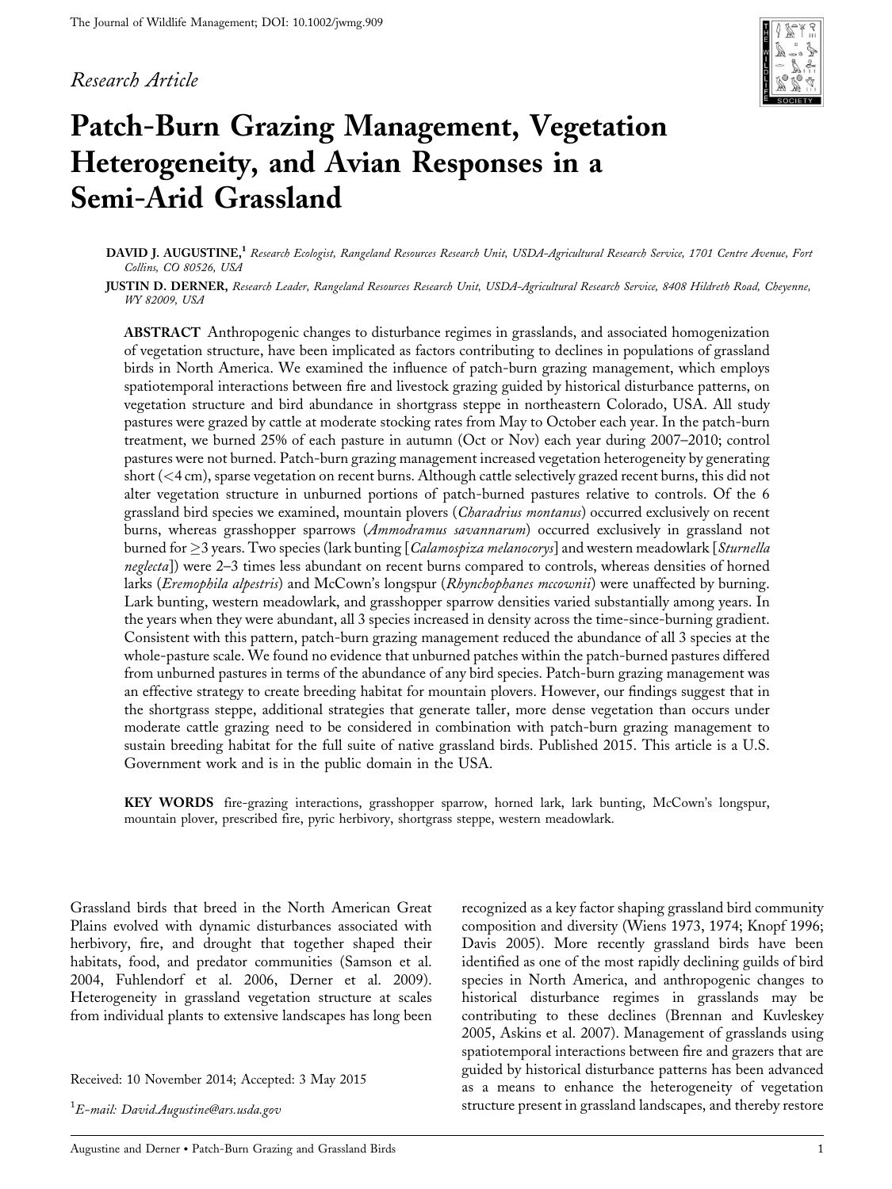*Research Article*

# Patch-Burn Grazing Management, Vegetation Heterogeneity, and Avian Responses in a Semi-Arid Grassland

**DAVID J. AUGUSTINE,**[1] *Research Ecologist, Rangeland Resources Research Unit, USDA-Agricultural Research Service, 1701 Centre Avenue, Fort Collins, CO 80526, USA*

**JUSTIN D. DERNER,** *Research Leader, Rangeland Resources Research Unit, USDA-Agricultural Research Service, 8408 Hildreth Road, Cheyenne, WY 82009, USA*

**ABSTRACT** Anthropogenic changes to disturbance regimes in grasslands, and associated homogenization of vegetation structure, have been implicated as factors contributing to declines in populations of grassland birds in North America. We examined the influence of patch-burn grazing management, which employs spatiotemporal interactions between fire and livestock grazing guided by historical disturbance patterns, on vegetation structure and bird abundance in shortgrass steppe in northeastern Colorado, USA. All study pastures were grazed by cattle at moderate stocking rates from May to October each year. In the patch-burn treatment, we burned 25% of each pasture in autumn (Oct or Nov) each year during 2007–2010; control pastures were not burned. Patch-burn grazing management increased vegetation heterogeneity by generating short (<4 cm), sparse vegetation on recent burns. Although cattle selectively grazed recent burns, this did not alter vegetation structure in unburned portions of patch-burned pastures relative to controls. Of the 6 grassland bird species we examined, mountain plovers (*Charadrius montanus*) occurred exclusively on recent burns, whereas grasshopper sparrows (*Ammodramus savannarum*) occurred exclusively in grassland not burned for ≥3 years. Two species (lark bunting [*Calamospiza melanocorys*] and western meadowlark [*Sturnella neglecta*]) were 2–3 times less abundant on recent burns compared to controls, whereas densities of horned larks (*Eremophila alpestris*) and McCown's longspur (*Rhynchophanes mccownii*) were unaffected by burning. Lark bunting, western meadowlark, and grasshopper sparrow densities varied substantially among years. In the years when they were abundant, all 3 species increased in density across the time-since-burning gradient. Consistent with this pattern, patch-burn grazing management reduced the abundance of all 3 species at the whole-pasture scale. We found no evidence that unburned patches within the patch-burned pastures differed from unburned pastures in terms of the abundance of any bird species. Patch-burn grazing management was an effective strategy to create breeding habitat for mountain plovers. However, our findings suggest that in the shortgrass steppe, additional strategies that generate taller, more dense vegetation than occurs under moderate cattle grazing need to be considered in combination with patch-burn grazing management to sustain breeding habitat for the full suite of native grassland birds. Published 2015. This article is a U.S. Government work and is in the public domain in the USA.

**KEY WORDS** fire-grazing interactions, grasshopper sparrow, horned lark, lark bunting, McCown's longspur, mountain plover, prescribed fire, pyric herbivory, shortgrass steppe, western meadowlark.

Grassland birds that breed in the North American Great Plains evolved with dynamic disturbances associated with herbivory, fire, and drought that together shaped their habitats, food, and predator communities (Samson et al. 2004, Fuhlendorf et al. 2006, Derner et al. 2009). Heterogeneity in grassland vegetation structure at scales from individual plants to extensive landscapes has long been recognized as a key factor shaping grassland bird community composition and diversity (Wiens 1973, 1974; Knopf 1996; Davis 2005). More recently grassland birds have been identified as one of the most rapidly declining guilds of bird species in North America, and anthropogenic changes to historical disturbance regimes in grasslands may be contributing to these declines (Brennan and Kuvleskey 2005, Askins et al. 2007). Management of grasslands using spatiotemporal interactions between fire and grazers that are guided by historical disturbance patterns has been advanced as a means to enhance the heterogeneity of vegetation structure present in grassland landscapes, and thereby restore

Received: 10 November 2014; Accepted: 3 May 2015

[1]*E-mail: David.Augustine@ars.usda.gov*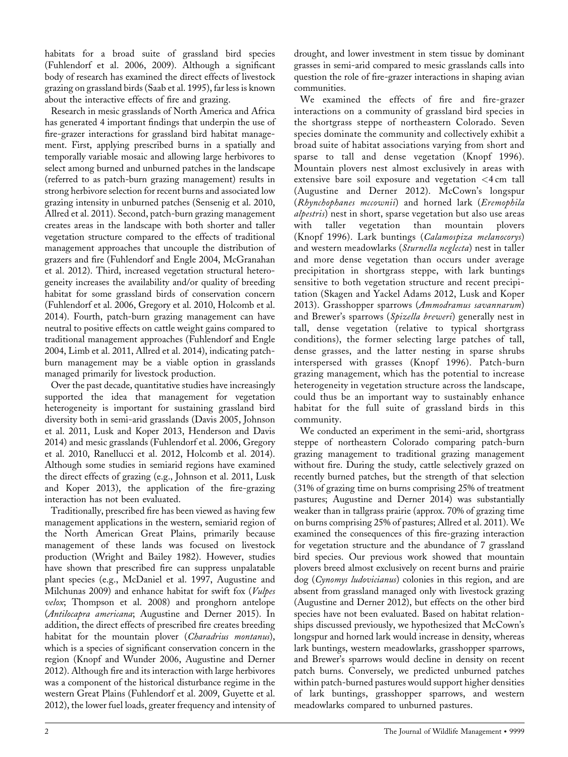habitats for a broad suite of grassland bird species (Fuhlendorf et al. 2006, 2009). Although a significant body of research has examined the direct effects of livestock grazing on grassland birds (Saab et al. 1995), far less is known about the interactive effects of fire and grazing.

Research in mesic grasslands of North America and Africa has generated 4 important findings that underpin the use of fire-grazer interactions for grassland bird habitat management. First, applying prescribed burns in a spatially and temporally variable mosaic and allowing large herbivores to select among burned and unburned patches in the landscape (referred to as patch-burn grazing management) results in strong herbivore selection for recent burns and associated low grazing intensity in unburned patches (Sensenig et al. 2010, Allred et al. 2011). Second, patch-burn grazing management creates areas in the landscape with both shorter and taller vegetation structure compared to the effects of traditional management approaches that uncouple the distribution of grazers and fire (Fuhlendorf and Engle 2004, McGranahan et al. 2012). Third, increased vegetation structural heterogeneity increases the availability and/or quality of breeding habitat for some grassland birds of conservation concern (Fuhlendorf et al. 2006, Gregory et al. 2010, Holcomb et al. 2014). Fourth, patch-burn grazing management can have neutral to positive effects on cattle weight gains compared to traditional management approaches (Fuhlendorf and Engle 2004, Limb et al. 2011, Allred et al. 2014), indicating patch-burn management may be a viable option in grasslands managed primarily for livestock production.

Over the past decade, quantitative studies have increasingly supported the idea that management for vegetation heterogeneity is important for sustaining grassland bird diversity both in semi-arid grasslands (Davis 2005, Johnson et al. 2011, Lusk and Koper 2013, Henderson and Davis 2014) and mesic grasslands (Fuhlendorf et al. 2006, Gregory et al. 2010, Ranellucci et al. 2012, Holcomb et al. 2014). Although some studies in semiarid regions have examined the direct effects of grazing (e.g., Johnson et al. 2011, Lusk and Koper 2013), the application of the fire-grazing interaction has not been evaluated.

Traditionally, prescribed fire has been viewed as having few management applications in the western, semiarid region of the North American Great Plains, primarily because management of these lands was focused on livestock production (Wright and Bailey 1982). However, studies have shown that prescribed fire can suppress unpalatable plant species (e.g., McDaniel et al. 1997, Augustine and Milchunas 2009) and enhance habitat for swift fox (*Vulpes velox*; Thompson et al. 2008) and pronghorn antelope (*Antilocapra americana*; Augustine and Derner 2015). In addition, the direct effects of prescribed fire creates breeding habitat for the mountain plover (*Charadrius montanus*), which is a species of significant conservation concern in the region (Knopf and Wunder 2006, Augustine and Derner 2012). Although fire and its interaction with large herbivores was a component of the historical disturbance regime in the western Great Plains (Fuhlendorf et al. 2009, Guyette et al. 2012), the lower fuel loads, greater frequency and intensity of drought, and lower investment in stem tissue by dominant grasses in semi-arid compared to mesic grasslands calls into question the role of fire-grazer interactions in shaping avian communities.

We examined the effects of fire and fire-grazer interactions on a community of grassland bird species in the shortgrass steppe of northeastern Colorado. Seven species dominate the community and collectively exhibit a broad suite of habitat associations varying from short and sparse to tall and dense vegetation (Knopf 1996). Mountain plovers nest almost exclusively in areas with extensive bare soil exposure and vegetation <4 cm tall (Augustine and Derner 2012). McCown's longspur (*Rhynchophanes mccownii*) and horned lark (*Eremophila alpestris*) nest in short, sparse vegetation but also use areas with taller vegetation than mountain plovers (Knopf 1996). Lark buntings (*Calamospiza melanocorys*) and western meadowlarks (*Sturnella neglecta*) nest in taller and more dense vegetation than occurs under average precipitation in shortgrass steppe, with lark buntings sensitive to both vegetation structure and recent precipitation (Skagen and Yackel Adams 2012, Lusk and Koper 2013). Grasshopper sparrows (*Ammodramus savannarum*) and Brewer's sparrows (*Spizella breweri*) generally nest in tall, dense vegetation (relative to typical shortgrass conditions), the former selecting large patches of tall, dense grasses, and the latter nesting in sparse shrubs interspersed with grasses (Knopf 1996). Patch-burn grazing management, which has the potential to increase heterogeneity in vegetation structure across the landscape, could thus be an important way to sustainably enhance habitat for the full suite of grassland birds in this community.

We conducted an experiment in the semi-arid, shortgrass steppe of northeastern Colorado comparing patch-burn grazing management to traditional grazing management without fire. During the study, cattle selectively grazed on recently burned patches, but the strength of that selection (31% of grazing time on burns comprising 25% of treatment pastures; Augustine and Derner 2014) was substantially weaker than in tallgrass prairie (approx. 70% of grazing time on burns comprising 25% of pastures; Allred et al. 2011). We examined the consequences of this fire-grazing interaction for vegetation structure and the abundance of 7 grassland bird species. Our previous work showed that mountain plovers breed almost exclusively on recent burns and prairie dog (*Cynomys ludovicianus*) colonies in this region, and are absent from grassland managed only with livestock grazing (Augustine and Derner 2012), but effects on the other bird species have not been evaluated. Based on habitat relationships discussed previously, we hypothesized that McCown's longspur and horned lark would increase in density, whereas lark buntings, western meadowlarks, grasshopper sparrows, and Brewer's sparrows would decline in density on recent patch burns. Conversely, we predicted unburned patches within patch-burned pastures would support higher densities of lark buntings, grasshopper sparrows, and western meadowlarks compared to unburned pastures.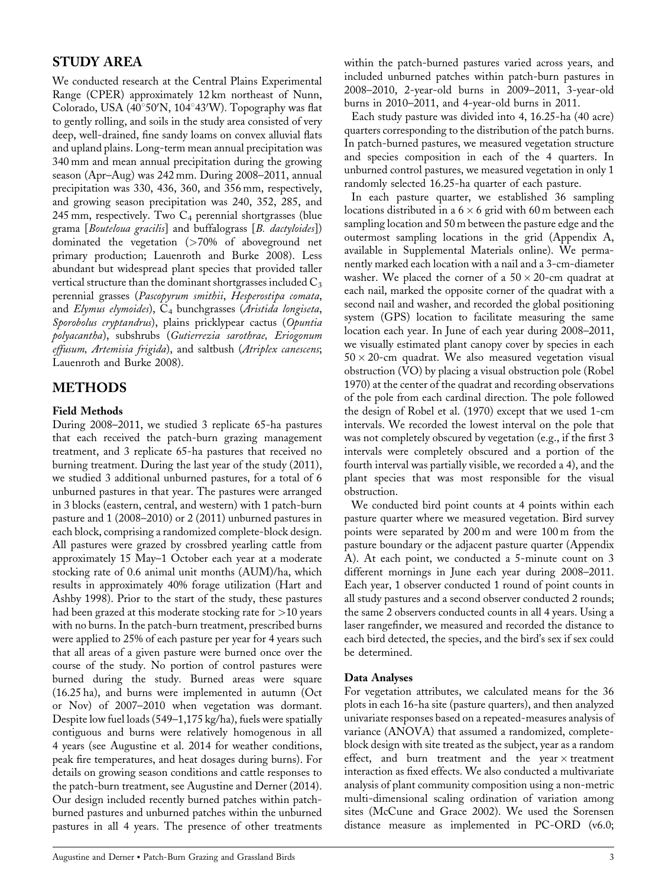## STUDY AREA

We conducted research at the Central Plains Experimental Range (CPER) approximately 12 km northeast of Nunn, Colorado, USA (40°50′N, 104°43′W). Topography was flat to gently rolling, and soils in the study area consisted of very deep, well-drained, fine sandy loams on convex alluvial flats and upland plains. Long-term mean annual precipitation was 340 mm and mean annual precipitation during the growing season (Apr–Aug) was 242 mm. During 2008–2011, annual precipitation was 330, 436, 360, and 356 mm, respectively, and growing season precipitation was 240, 352, 285, and 245 mm, respectively. Two $C_4$ perennial shortgrasses (blue grama [*Bouteloua gracilis*] and buffalograss [*B. dactyloides*]) dominated the vegetation (>70% of aboveground net primary production; Lauenroth and Burke 2008). Less abundant but widespread plant species that provided taller vertical structure than the dominant shortgrasses included $C_3$ perennial grasses (*Pascopyrum smithii*, *Hesperostipa comata*, and *Elymus elymoides*), $C_4$ bunchgrasses (*Aristida longiseta*, *Sporobolus cryptandrus*), plains pricklypear cactus (*Opuntia polyacantha*), subshrubs (*Gutierrezia sarothrae, Eriogonum effusum, Artemisia frigida*), and saltbush (*Atriplex canescens*; Lauenroth and Burke 2008).

## METHODS

### Field Methods

During 2008–2011, we studied 3 replicate 65-ha pastures that each received the patch-burn grazing management treatment, and 3 replicate 65-ha pastures that received no burning treatment. During the last year of the study (2011), we studied 3 additional unburned pastures, for a total of 6 unburned pastures in that year. The pastures were arranged in 3 blocks (eastern, central, and western) with 1 patch-burn pasture and 1 (2008–2010) or 2 (2011) unburned pastures in each block, comprising a randomized complete-block design. All pastures were grazed by crossbred yearling cattle from approximately 15 May–1 October each year at a moderate stocking rate of 0.6 animal unit months (AUM)/ha, which results in approximately 40% forage utilization (Hart and Ashby 1998). Prior to the start of the study, these pastures had been grazed at this moderate stocking rate for >10 years with no burns. In the patch-burn treatment, prescribed burns were applied to 25% of each pasture per year for 4 years such that all areas of a given pasture were burned once over the course of the study. No portion of control pastures were burned during the study. Burned areas were square (16.25 ha), and burns were implemented in autumn (Oct or Nov) of 2007–2010 when vegetation was dormant. Despite low fuel loads (549–1,175 kg/ha), fuels were spatially contiguous and burns were relatively homogenous in all 4 years (see Augustine et al. 2014 for weather conditions, peak fire temperatures, and heat dosages during burns). For details on growing season conditions and cattle responses to the patch-burn treatment, see Augustine and Derner (2014). Our design included recently burned patches within patch-burned pastures and unburned patches within the unburned pastures in all 4 years. The presence of other treatments within the patch-burned pastures varied across years, and included unburned patches within patch-burn pastures in 2008–2010, 2-year-old burns in 2009–2011, 3-year-old burns in 2010–2011, and 4-year-old burns in 2011.

Each study pasture was divided into 4, 16.25-ha (40 acre) quarters corresponding to the distribution of the patch burns. In patch-burned pastures, we measured vegetation structure and species composition in each of the 4 quarters. In unburned control pastures, we measured vegetation in only 1 randomly selected 16.25-ha quarter of each pasture.

In each pasture quarter, we established 36 sampling locations distributed in a 6 × 6 grid with 60 m between each sampling location and 50 m between the pasture edge and the outermost sampling locations in the grid (Appendix A, available in Supplemental Materials online). We permanently marked each location with a nail and a 3-cm-diameter washer. We placed the corner of a 50 × 20-cm quadrat at each nail, marked the opposite corner of the quadrat with a second nail and washer, and recorded the global positioning system (GPS) location to facilitate measuring the same location each year. In June of each year during 2008–2011, we visually estimated plant canopy cover by species in each 50 × 20-cm quadrat. We also measured vegetation visual obstruction (VO) by placing a visual obstruction pole (Robel 1970) at the center of the quadrat and recording observations of the pole from each cardinal direction. The pole followed the design of Robel et al. (1970) except that we used 1-cm intervals. We recorded the lowest interval on the pole that was not completely obscured by vegetation (e.g., if the first 3 intervals were completely obscured and a portion of the fourth interval was partially visible, we recorded a 4), and the plant species that was most responsible for the visual obstruction.

We conducted bird point counts at 4 points within each pasture quarter where we measured vegetation. Bird survey points were separated by 200 m and were 100 m from the pasture boundary or the adjacent pasture quarter (Appendix A). At each point, we conducted a 5-minute count on 3 different mornings in June each year during 2008–2011. Each year, 1 observer conducted 1 round of point counts in all study pastures and a second observer conducted 2 rounds; the same 2 observers conducted counts in all 4 years. Using a laser rangefinder, we measured and recorded the distance to each bird detected, the species, and the bird's sex if sex could be determined.

### Data Analyses

For vegetation attributes, we calculated means for the 36 plots in each 16-ha site (pasture quarters), and then analyzed univariate responses based on a repeated-measures analysis of variance (ANOVA) that assumed a randomized, complete-block design with site treated as the subject, year as a random effect, and burn treatment and the year × treatment interaction as fixed effects. We also conducted a multivariate analysis of plant community composition using a non-metric multi-dimensional scaling ordination of variation among sites (McCune and Grace 2002). We used the Sorensen distance measure as implemented in PC-ORD (v6.0;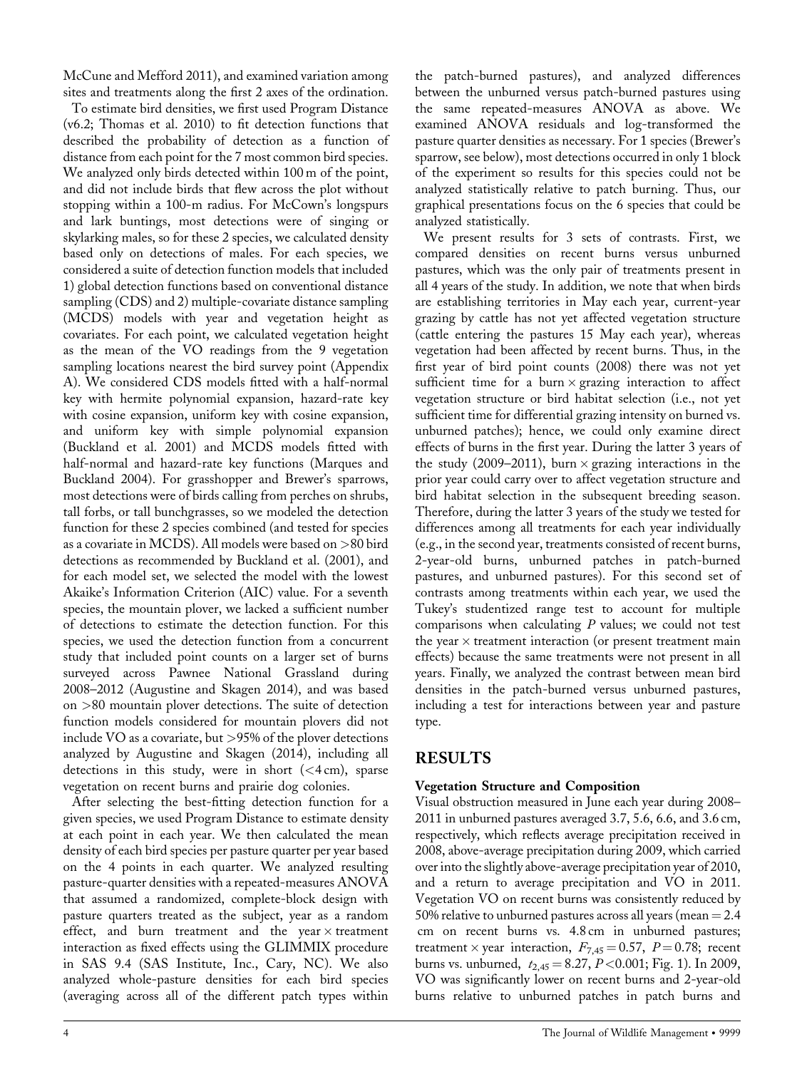McCune and Mefford 2011), and examined variation among sites and treatments along the first 2 axes of the ordination.

To estimate bird densities, we first used Program Distance (v6.2; Thomas et al. 2010) to fit detection functions that described the probability of detection as a function of distance from each point for the 7 most common bird species. We analyzed only birds detected within 100 m of the point, and did not include birds that flew across the plot without stopping within a 100-m radius. For McCown's longspurs and lark buntings, most detections were of singing or skylarking males, so for these 2 species, we calculated density based only on detections of males. For each species, we considered a suite of detection function models that included 1) global detection functions based on conventional distance sampling (CDS) and 2) multiple-covariate distance sampling (MCDS) models with year and vegetation height as covariates. For each point, we calculated vegetation height as the mean of the VO readings from the 9 vegetation sampling locations nearest the bird survey point (Appendix A). We considered CDS models fitted with a half-normal key with hermite polynomial expansion, hazard-rate key with cosine expansion, uniform key with cosine expansion, and uniform key with simple polynomial expansion (Buckland et al. 2001) and MCDS models fitted with half-normal and hazard-rate key functions (Marques and Buckland 2004). For grasshopper and Brewer's sparrows, most detections were of birds calling from perches on shrubs, tall forbs, or tall bunchgrasses, so we modeled the detection function for these 2 species combined (and tested for species as a covariate in MCDS). All models were based on >80 bird detections as recommended by Buckland et al. (2001), and for each model set, we selected the model with the lowest Akaike's Information Criterion (AIC) value. For a seventh species, the mountain plover, we lacked a sufficient number of detections to estimate the detection function. For this species, we used the detection function from a concurrent study that included point counts on a larger set of burns surveyed across Pawnee National Grassland during 2008–2012 (Augustine and Skagen 2014), and was based on >80 mountain plover detections. The suite of detection function models considered for mountain plovers did not include VO as a covariate, but >95% of the plover detections analyzed by Augustine and Skagen (2014), including all detections in this study, were in short (<4 cm), sparse vegetation on recent burns and prairie dog colonies.

After selecting the best-fitting detection function for a given species, we used Program Distance to estimate density at each point in each year. We then calculated the mean density of each bird species per pasture quarter per year based on the 4 points in each quarter. We analyzed resulting pasture-quarter densities with a repeated-measures ANOVA that assumed a randomized, complete-block design with pasture quarters treated as the subject, year as a random effect, and burn treatment and the year × treatment interaction as fixed effects using the GLIMMIX procedure in SAS 9.4 (SAS Institute, Inc., Cary, NC). We also analyzed whole-pasture densities for each bird species (averaging across all of the different patch types within the patch-burned pastures), and analyzed differences between the unburned versus patch-burned pastures using the same repeated-measures ANOVA as above. We examined ANOVA residuals and log-transformed the pasture quarter densities as necessary. For 1 species (Brewer's sparrow, see below), most detections occurred in only 1 block of the experiment so results for this species could not be analyzed statistically relative to patch burning. Thus, our graphical presentations focus on the 6 species that could be analyzed statistically.

We present results for 3 sets of contrasts. First, we compared densities on recent burns versus unburned pastures, which was the only pair of treatments present in all 4 years of the study. In addition, we note that when birds are establishing territories in May each year, current-year grazing by cattle has not yet affected vegetation structure (cattle entering the pastures 15 May each year), whereas vegetation had been affected by recent burns. Thus, in the first year of bird point counts (2008) there was not yet sufficient time for a burn × grazing interaction to affect vegetation structure or bird habitat selection (i.e., not yet sufficient time for differential grazing intensity on burned vs. unburned patches); hence, we could only examine direct effects of burns in the first year. During the latter 3 years of the study (2009–2011), burn × grazing interactions in the prior year could carry over to affect vegetation structure and bird habitat selection in the subsequent breeding season. Therefore, during the latter 3 years of the study we tested for differences among all treatments for each year individually (e.g., in the second year, treatments consisted of recent burns, 2-year-old burns, unburned patches in patch-burned pastures, and unburned pastures). For this second set of contrasts among treatments within each year, we used the Tukey's studentized range test to account for multiple comparisons when calculating $P$ values; we could not test the year × treatment interaction (or present treatment main effects) because the same treatments were not present in all years. Finally, we analyzed the contrast between mean bird densities in the patch-burned versus unburned pastures, including a test for interactions between year and pasture type.

## RESULTS

### Vegetation Structure and Composition

Visual obstruction measured in June each year during 2008–2011 in unburned pastures averaged 3.7, 5.6, 6.6, and 3.6 cm, respectively, which reflects average precipitation received in 2008, above-average precipitation during 2009, which carried over into the slightly above-average precipitation year of 2010, and a return to average precipitation and VO in 2011. Vegetation VO on recent burns was consistently reduced by 50% relative to unburned pastures across all years (mean = 2.4 cm on recent burns vs. 4.8 cm in unburned pastures; treatment × year interaction, $F_{7,45} = 0.57$, $P = 0.78$; recent burns vs. unburned, $t_{2,45} = 8.27$, $P < 0.001$; Fig. 1). In 2009, VO was significantly lower on recent burns and 2-year-old burns relative to unburned patches in patch burns and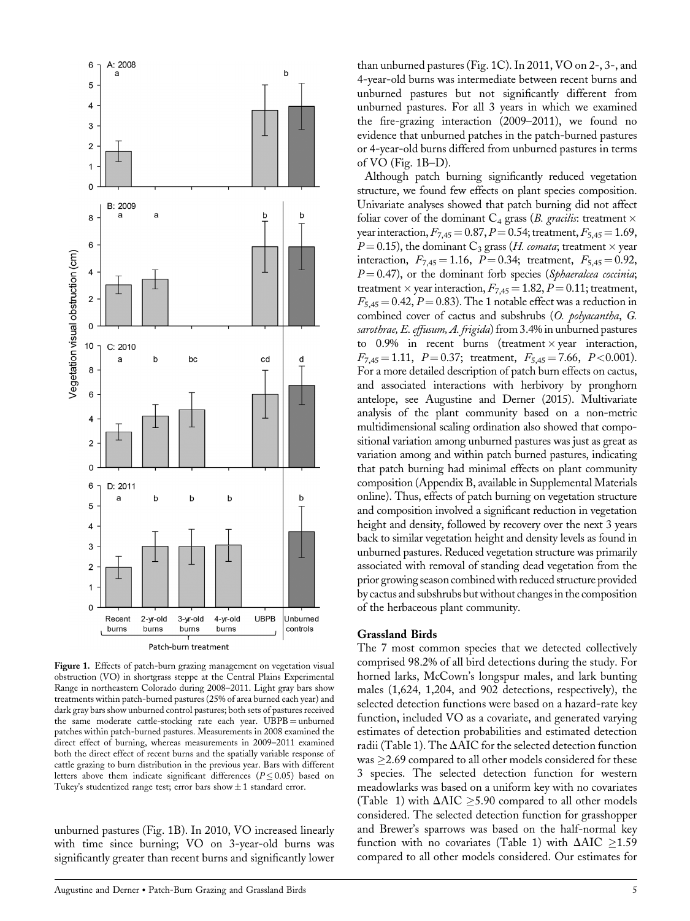Figure 1. Effects of patch-burn grazing management on vegetation visual obstruction (VO) in shortgrass steppe at the Central Plains Experimental Range in northeastern Colorado during 2008–2011. Light gray bars show treatments within patch-burned pastures (25% of area burned each year) and dark gray bars show unburned control pastures; both sets of pastures received the same moderate cattle-stocking rate each year. UBPB = unburned patches within patch-burned pastures. Measurements in 2008 examined the direct effect of burning, whereas measurements in 2009–2011 examined both the direct effect of recent burns and the spatially variable response of cattle grazing to burn distribution in the previous year. Bars with different letters above them indicate significant differences ($P \leq 0.05$) based on Tukey's studentized range test; error bars show ± 1 standard error.

unburned pastures (Fig. 1B). In 2010, VO increased linearly with time since burning; VO on 3-year-old burns was significantly greater than recent burns and significantly lower than unburned pastures (Fig. 1C). In 2011, VO on 2-, 3-, and 4-year-old burns was intermediate between recent burns and unburned pastures but not significantly different from unburned pastures. For all 3 years in which we examined the fire-grazing interaction (2009–2011), we found no evidence that unburned patches in the patch-burned pastures or 4-year-old burns differed from unburned pastures in terms of VO (Fig. 1B–D).

Although patch burning significantly reduced vegetation structure, we found few effects on plant species composition. Univariate analyses showed that patch burning did not affect foliar cover of the dominant $C_4$ grass (*B. gracilis*: treatment × year interaction, $F_{7,45} = 0.87$, $P = 0.54$; treatment, $F_{5,45} = 1.69$, $P = 0.15$), the dominant $C_3$ grass (*H. comata*; treatment × year interaction, $F_{7,45} = 1.16$, $P = 0.34$; treatment, $F_{5,45} = 0.92$, $P = 0.47$), or the dominant forb species (*Sphaeralcea coccinia*; treatment × year interaction, $F_{7,45} = 1.82$, $P = 0.11$; treatment, $F_{5,45} = 0.42$, $P = 0.83$). The 1 notable effect was a reduction in combined cover of cactus and subshrubs (*O. polyacantha*, *G. sarothrae*, *E. effusum*, *A. frigida*) from 3.4% in unburned pastures to 0.9% in recent burns (treatment × year interaction, $F_{7,45} = 1.11$, $P = 0.37$; treatment, $F_{5,45} = 7.66$, $P < 0.001$). For a more detailed description of patch burn effects on cactus, and associated interactions with herbivory by pronghorn antelope, see Augustine and Derner (2015). Multivariate analysis of the plant community based on a non-metric multidimensional scaling ordination also showed that compositional variation among unburned pastures was just as great as variation among and within patch burned pastures, indicating that patch burning had minimal effects on plant community composition (Appendix B, available in Supplemental Materials online). Thus, effects of patch burning on vegetation structure and composition involved a significant reduction in vegetation height and density, followed by recovery over the next 3 years back to similar vegetation height and density levels as found in unburned pastures. Reduced vegetation structure was primarily associated with removal of standing dead vegetation from the prior growing season combined with reduced structure provided by cactus and subshrubs but without changes in the composition of the herbaceous plant community.

## Grassland Birds

The 7 most common species that we detected collectively comprised 98.2% of all bird detections during the study. For horned larks, McCown's longspur males, and lark bunting males (1,624, 1,204, and 902 detections, respectively), the selected detection functions were based on a hazard-rate key function, included VO as a covariate, and generated varying estimates of detection probabilities and estimated detection radii (Table 1). The ΔAIC for the selected detection function was ≥2.69 compared to all other models considered for these 3 species. The selected detection function for western meadowlarks was based on a uniform key with no covariates (Table 1) with ΔAIC ≥5.90 compared to all other models considered. The selected detection function for grasshopper and Brewer's sparrows was based on the half-normal key function with no covariates (Table 1) with ΔAIC ≥1.59 compared to all other models considered. Our estimates for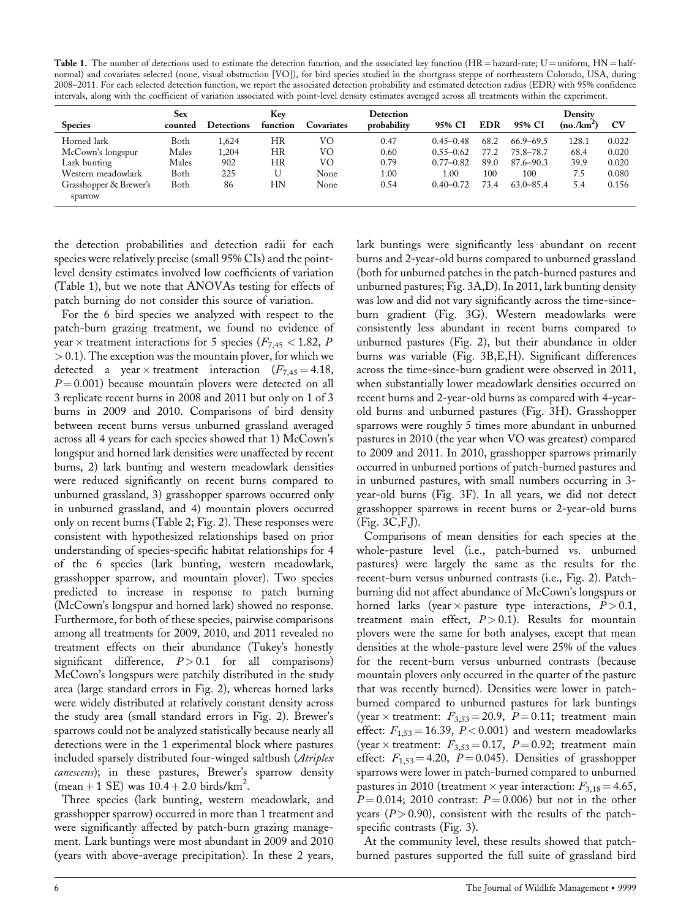**Table 1.** The number of detections used to estimate the detection function, and the associated key function (HR = hazard-rate; U = uniform, HN = half-normal) and covariates selected (none, visual obstruction [VO]), for bird species studied in the shortgrass steppe of northeastern Colorado, USA, during 2008–2011. For each selected detection function, we report the associated detection probability and estimated detection radius (EDR) with 95% confidence intervals, along with the coefficient of variation associated with point-level density estimates averaged across all treatments within the experiment.

| Species | Sex counted | Detections | Key function | Covariates | Detection probability | 95% CI | EDR | 95% CI | Density (no./km²) | CV |
|---|---|---|---|---|---|---|---|---|---|---|
| Horned lark | Both | 1,624 | HR | VO | 0.47 | 0.45–0.48 | 68.2 | 66.9–69.5 | 128.1 | 0.022 |
| McCown's longspur | Males | 1,204 | HR | VO | 0.60 | 0.55–0.62 | 77.2 | 75.8–78.7 | 68.4 | 0.020 |
| Lark bunting | Males | 902 | HR | VO | 0.79 | 0.77–0.82 | 89.0 | 87.6–90.3 | 39.9 | 0.020 |
| Western meadowlark | Both | 225 | U | None | 1.00 | 1.00 | 100 | 100 | 7.5 | 0.080 |
| Grasshopper & Brewer's sparrow | Both | 86 | HN | None | 0.54 | 0.40–0.72 | 73.4 | 63.0–85.4 | 5.4 | 0.156 |

the detection probabilities and detection radii for each species were relatively precise (small 95% CIs) and the point-level density estimates involved low coefficients of variation (Table 1), but we note that ANOVAs testing for effects of patch burning do not consider this source of variation.

For the 6 bird species we analyzed with respect to the patch-burn grazing treatment, we found no evidence of year × treatment interactions for 5 species ($F_{7,45} < 1.82$, $P > 0.1$). The exception was the mountain plover, for which we detected a year × treatment interaction ($F_{7,45} = 4.18$, $P = 0.001$) because mountain plovers were detected on all 3 replicate recent burns in 2008 and 2011 but only on 1 of 3 burns in 2009 and 2010. Comparisons of bird density between recent burns versus unburned grassland averaged across all 4 years for each species showed that 1) McCown's longspur and horned lark densities were unaffected by recent burns, 2) lark bunting and western meadowlark densities were reduced significantly on recent burns compared to unburned grassland, 3) grasshopper sparrows occurred only in unburned grassland, and 4) mountain plovers occurred only on recent burns (Table 2; Fig. 2). These responses were consistent with hypothesized relationships based on prior understanding of species-specific habitat relationships for 4 of the 6 species (lark bunting, western meadowlark, grasshopper sparrow, and mountain plover). Two species predicted to increase in response to patch burning (McCown's longspur and horned lark) showed no response. Furthermore, for both of these species, pairwise comparisons among all treatments for 2009, 2010, and 2011 revealed no treatment effects on their abundance (Tukey's honestly significant difference, $P > 0.1$ for all comparisons) McCown's longspurs were patchily distributed in the study area (large standard errors in Fig. 2), whereas horned larks were widely distributed at relatively constant density across the study area (small standard errors in Fig. 2). Brewer's sparrows could not be analyzed statistically because nearly all detections were in the 1 experimental block where pastures included sparsely distributed four-winged saltbush (*Atriplex canescens*); in these pastures, Brewer's sparrow density (mean + 1 SE) was $10.4 + 2.0$ birds/km².

Three species (lark bunting, western meadowlark, and grasshopper sparrow) occurred in more than 1 treatment and were significantly affected by patch-burn grazing management. Lark buntings were most abundant in 2009 and 2010 (years with above-average precipitation). In these 2 years, lark buntings were significantly less abundant on recent burns and 2-year-old burns compared to unburned grassland (both for unburned patches in the patch-burned pastures and unburned pastures; Fig. 3A,D). In 2011, lark bunting density was low and did not vary significantly across the time-since-burn gradient (Fig. 3G). Western meadowlarks were consistently less abundant in recent burns compared to unburned pastures (Fig. 2), but their abundance in older burns was variable (Fig. 3B,E,H). Significant differences across the time-since-burn gradient were observed in 2011, when substantially lower meadowlark densities occurred on recent burns and 2-year-old burns as compared with 4-year-old burns and unburned pastures (Fig. 3H). Grasshopper sparrows were roughly 5 times more abundant in unburned pastures in 2010 (the year when VO was greatest) compared to 2009 and 2011. In 2010, grasshopper sparrows primarily occurred in unburned portions of patch-burned pastures and in unburned pastures, with small numbers occurring in 3-year-old burns (Fig. 3F). In all years, we did not detect grasshopper sparrows in recent burns or 2-year-old burns (Fig. 3C,F,J).

Comparisons of mean densities for each species at the whole-pasture level (i.e., patch-burned vs. unburned pastures) were largely the same as the results for the recent-burn versus unburned contrasts (i.e., Fig. 2). Patch-burning did not affect abundance of McCown's longspurs or horned larks (year × pasture type interactions, $P > 0.1$, treatment main effect, $P > 0.1$). Results for mountain plovers were the same for both analyses, except that mean densities at the whole-pasture level were 25% of the values for the recent-burn versus unburned contrasts (because mountain plovers only occurred in the quarter of the pasture that was recently burned). Densities were lower in patch-burned compared to unburned pastures for lark buntings (year × treatment: $F_{3,53} = 20.9$, $P = 0.11$; treatment main effect: $F_{1,53} = 16.39$, $P < 0.001$) and western meadowlarks (year × treatment: $F_{3,53} = 0.17$, $P = 0.92$; treatment main effect: $F_{1,53} = 4.20$, $P = 0.045$). Densities of grasshopper sparrows were lower in patch-burned compared to unburned pastures in 2010 (treatment × year interaction: $F_{3,18} = 4.65$, $P = 0.014$; 2010 contrast: $P = 0.006$) but not in the other years ($P > 0.90$), consistent with the results of the patch-specific contrasts (Fig. 3).

At the community level, these results showed that patch-burned pastures supported the full suite of grassland bird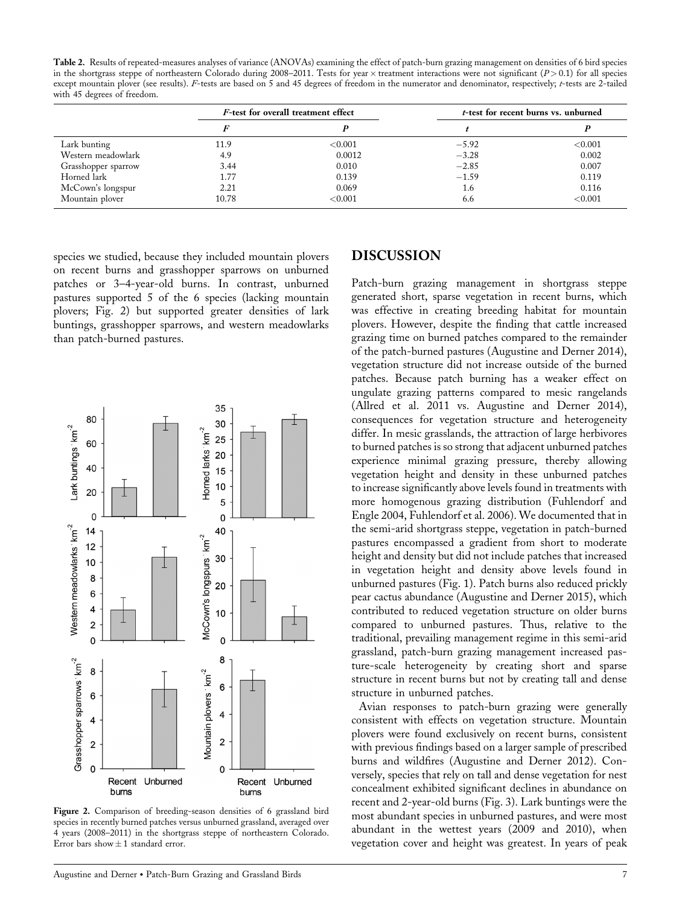**Table 2.** Results of repeated-measures analyses of variance (ANOVAs) examining the effect of patch-burn grazing management on densities of 6 bird species in the shortgrass steppe of northeastern Colorado during 2008–2011. Tests for year × treatment interactions were not significant ($P > 0.1$) for all species except mountain plover (see results). $F$-tests are based on 5 and 45 degrees of freedom in the numerator and denominator, respectively; $t$-tests are 2-tailed with 45 degrees of freedom.

| | *F*-test for overall treatment effect | | *t*-test for recent burns vs. unburned | |
|---|---|---|---|---|
| | $F$ | $P$ | $t$ | $P$ |
| Lark bunting | 11.9 | <0.001 | −5.92 | <0.001 |
| Western meadowlark | 4.9 | 0.0012 | −3.28 | 0.002 |
| Grasshopper sparrow | 3.44 | 0.010 | −2.85 | 0.007 |
| Horned lark | 1.77 | 0.139 | −1.59 | 0.119 |
| McCown's longspur | 2.21 | 0.069 | 1.6 | 0.116 |
| Mountain plover | 10.78 | <0.001 | 6.6 | <0.001 |

species we studied, because they included mountain plovers on recent burns and grasshopper sparrows on unburned patches or 3–4-year-old burns. In contrast, unburned pastures supported 5 of the 6 species (lacking mountain plovers; Fig. 2) but supported greater densities of lark buntings, grasshopper sparrows, and western meadowlarks than patch-burned pastures.

**Figure 2.** Comparison of breeding-season densities of 6 grassland bird species in recently burned patches versus unburned grassland, averaged over 4 years (2008–2011) in the shortgrass steppe of northeastern Colorado. Error bars show ± 1 standard error.

## DISCUSSION

Patch-burn grazing management in shortgrass steppe generated short, sparse vegetation in recent burns, which was effective in creating breeding habitat for mountain plovers. However, despite the finding that cattle increased grazing time on burned patches compared to the remainder of the patch-burned pastures (Augustine and Derner 2014), vegetation structure did not increase outside of the burned patches. Because patch burning has a weaker effect on ungulate grazing patterns compared to mesic rangelands (Allred et al. 2011 vs. Augustine and Derner 2014), consequences for vegetation structure and heterogeneity differ. In mesic grasslands, the attraction of large herbivores to burned patches is so strong that adjacent unburned patches experience minimal grazing pressure, thereby allowing vegetation height and density in these unburned patches to increase significantly above levels found in treatments with more homogenous grazing distribution (Fuhlendorf and Engle 2004, Fuhlendorf et al. 2006). We documented that in the semi-arid shortgrass steppe, vegetation in patch-burned pastures encompassed a gradient from short to moderate height and density but did not include patches that increased in vegetation height and density above levels found in unburned pastures (Fig. 1). Patch burns also reduced prickly pear cactus abundance (Augustine and Derner 2015), which contributed to reduced vegetation structure on older burns compared to unburned pastures. Thus, relative to the traditional, prevailing management regime in this semi-arid grassland, patch-burn grazing management increased pasture-scale heterogeneity by creating short and sparse structure in recent burns but not by creating tall and dense structure in unburned patches.

Avian responses to patch-burn grazing were generally consistent with effects on vegetation structure. Mountain plovers were found exclusively on recent burns, consistent with previous findings based on a larger sample of prescribed burns and wildfires (Augustine and Derner 2012). Conversely, species that rely on tall and dense vegetation for nest concealment exhibited significant declines in abundance on recent and 2-year-old burns (Fig. 3). Lark buntings were the most abundant species in unburned pastures, and were most abundant in the wettest years (2009 and 2010), when vegetation cover and height was greatest. In years of peak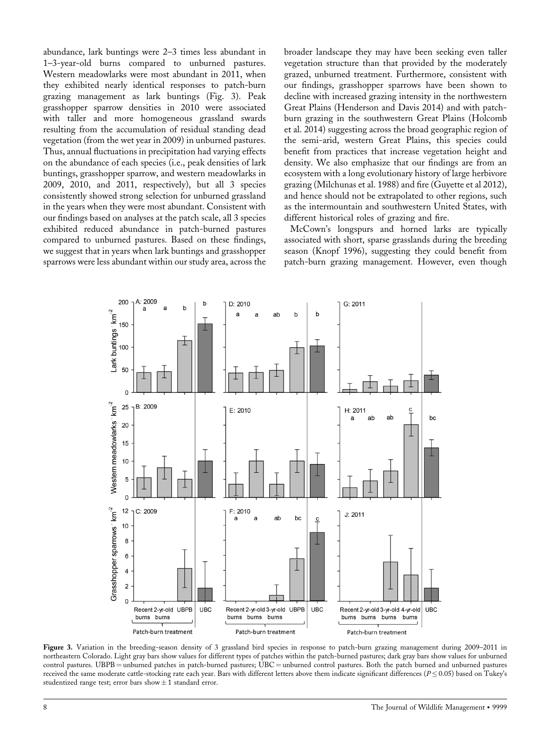abundance, lark buntings were 2–3 times less abundant in 1–3-year-old burns compared to unburned pastures. Western meadowlarks were most abundant in 2011, when they exhibited nearly identical responses to patch-burn grazing management as lark buntings (Fig. 3). Peak grasshopper sparrow densities in 2010 were associated with taller and more homogeneous grassland swards resulting from the accumulation of residual standing dead vegetation (from the wet year in 2009) in unburned pastures. Thus, annual fluctuations in precipitation had varying effects on the abundance of each species (i.e., peak densities of lark buntings, grasshopper sparrow, and western meadowlarks in 2009, 2010, and 2011, respectively), but all 3 species consistently showed strong selection for unburned grassland in the years when they were most abundant. Consistent with our findings based on analyses at the patch scale, all 3 species exhibited reduced abundance in patch-burned pastures compared to unburned pastures. Based on these findings, we suggest that in years when lark buntings and grasshopper sparrows were less abundant within our study area, across the broader landscape they may have been seeking even taller vegetation structure than that provided by the moderately grazed, unburned treatment. Furthermore, consistent with our findings, grasshopper sparrows have been shown to decline with increased grazing intensity in the northwestern Great Plains (Henderson and Davis 2014) and with patch-burn grazing in the southwestern Great Plains (Holcomb et al. 2014) suggesting across the broad geographic region of the semi-arid, western Great Plains, this species could benefit from practices that increase vegetation height and density. We also emphasize that our findings are from an ecosystem with a long evolutionary history of large herbivore grazing (Milchunas et al. 1988) and fire (Guyette et al 2012), and hence should not be extrapolated to other regions, such as the intermountain and southwestern United States, with different historical roles of grazing and fire.

McCown's longspurs and horned larks are typically associated with short, sparse grasslands during the breeding season (Knopf 1996), suggesting they could benefit from patch-burn grazing management. However, even though

**Figure 3.** Variation in the breeding-season density of 3 grassland bird species in response to patch-burn grazing management during 2009–2011 in northeastern Colorado. Light gray bars show values for different types of patches within the patch-burned pastures; dark gray bars show values for unburned control pastures. UBPB = unburned patches in patch-burned pastures; UBC = unburned control pastures. Both the patch burned and unburned pastures received the same moderate cattle-stocking rate each year. Bars with different letters above them indicate significant differences ($P \leq 0.05$) based on Tukey's studentized range test; error bars show $\pm 1$ standard error.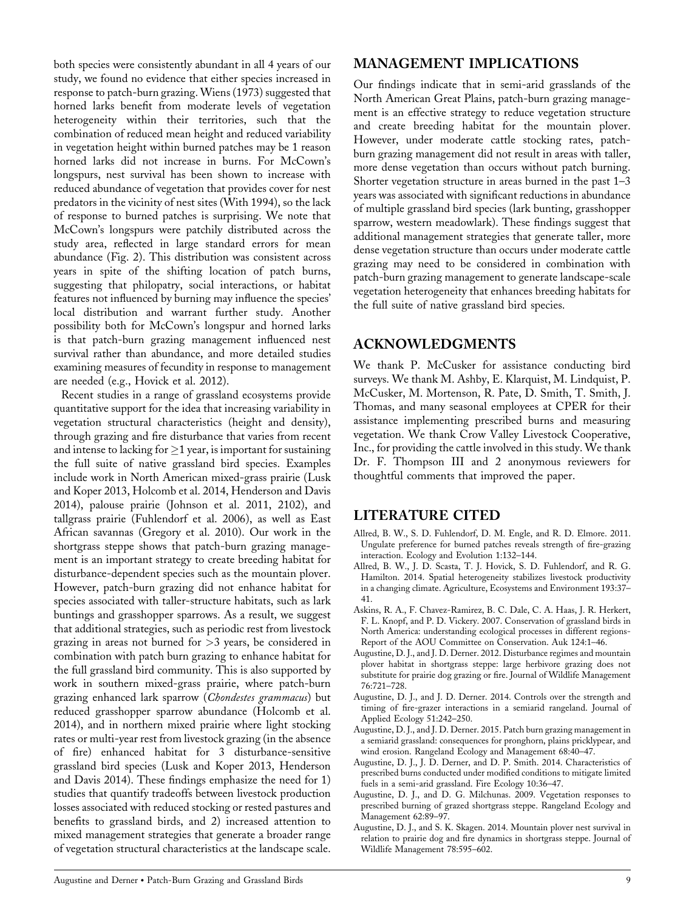both species were consistently abundant in all 4 years of our study, we found no evidence that either species increased in response to patch-burn grazing. Wiens (1973) suggested that horned larks benefit from moderate levels of vegetation heterogeneity within their territories, such that the combination of reduced mean height and reduced variability in vegetation height within burned patches may be 1 reason horned larks did not increase in burns. For McCown's longspurs, nest survival has been shown to increase with reduced abundance of vegetation that provides cover for nest predators in the vicinity of nest sites (With 1994), so the lack of response to burned patches is surprising. We note that McCown's longspurs were patchily distributed across the study area, reflected in large standard errors for mean abundance (Fig. 2). This distribution was consistent across years in spite of the shifting location of patch burns, suggesting that philopatry, social interactions, or habitat features not influenced by burning may influence the species' local distribution and warrant further study. Another possibility both for McCown's longspur and horned larks is that patch-burn grazing management influenced nest survival rather than abundance, and more detailed studies examining measures of fecundity in response to management are needed (e.g., Hovick et al. 2012).

Recent studies in a range of grassland ecosystems provide quantitative support for the idea that increasing variability in vegetation structural characteristics (height and density), through grazing and fire disturbance that varies from recent and intense to lacking for ≥1 year, is important for sustaining the full suite of native grassland bird species. Examples include work in North American mixed-grass prairie (Lusk and Koper 2013, Holcomb et al. 2014, Henderson and Davis 2014), palouse prairie (Johnson et al. 2011, 2102), and tallgrass prairie (Fuhlendorf et al. 2006), as well as East African savannas (Gregory et al. 2010). Our work in the shortgrass steppe shows that patch-burn grazing management is an important strategy to create breeding habitat for disturbance-dependent species such as the mountain plover. However, patch-burn grazing did not enhance habitat for species associated with taller-structure habitats, such as lark buntings and grasshopper sparrows. As a result, we suggest that additional strategies, such as periodic rest from livestock grazing in areas not burned for >3 years, be considered in combination with patch burn grazing to enhance habitat for the full grassland bird community. This is also supported by work in southern mixed-grass prairie, where patch-burn grazing enhanced lark sparrow (*Chondestes grammacus*) but reduced grasshopper sparrow abundance (Holcomb et al. 2014), and in northern mixed prairie where light stocking rates or multi-year rest from livestock grazing (in the absence of fire) enhanced habitat for 3 disturbance-sensitive grassland bird species (Lusk and Koper 2013, Henderson and Davis 2014). These findings emphasize the need for 1) studies that quantify tradeoffs between livestock production losses associated with reduced stocking or rested pastures and benefits to grassland birds, and 2) increased attention to mixed management strategies that generate a broader range of vegetation structural characteristics at the landscape scale.

## MANAGEMENT IMPLICATIONS

Our findings indicate that in semi-arid grasslands of the North American Great Plains, patch-burn grazing management is an effective strategy to reduce vegetation structure and create breeding habitat for the mountain plover. However, under moderate cattle stocking rates, patch-burn grazing management did not result in areas with taller, more dense vegetation than occurs without patch burning. Shorter vegetation structure in areas burned in the past 1–3 years was associated with significant reductions in abundance of multiple grassland bird species (lark bunting, grasshopper sparrow, western meadowlark). These findings suggest that additional management strategies that generate taller, more dense vegetation structure than occurs under moderate cattle grazing may need to be considered in combination with patch-burn grazing management to generate landscape-scale vegetation heterogeneity that enhances breeding habitats for the full suite of native grassland bird species.

## ACKNOWLEDGMENTS

We thank P. McCusker for assistance conducting bird surveys. We thank M. Ashby, E. Klarquist, M. Lindquist, P. McCusker, M. Mortenson, R. Pate, D. Smith, T. Smith, J. Thomas, and many seasonal employees at CPER for their assistance implementing prescribed burns and measuring vegetation. We thank Crow Valley Livestock Cooperative, Inc., for providing the cattle involved in this study. We thank Dr. F. Thompson III and 2 anonymous reviewers for thoughtful comments that improved the paper.

## LITERATURE CITED

Allred, B. W., S. D. Fuhlendorf, D. M. Engle, and R. D. Elmore. 2011. Ungulate preference for burned patches reveals strength of fire-grazing interaction. Ecology and Evolution 1:132–144.

Allred, B. W., J. D. Scasta, T. J. Hovick, S. D. Fuhlendorf, and R. G. Hamilton. 2014. Spatial heterogeneity stabilizes livestock productivity in a changing climate. Agriculture, Ecosystems and Environment 193:37–41.

Askins, R. A., F. Chavez-Ramirez, B. C. Dale, C. A. Haas, J. R. Herkert, F. L. Knopf, and P. D. Vickery. 2007. Conservation of grassland birds in North America: understanding ecological processes in different regions-Report of the AOU Committee on Conservation. Auk 124:1–46.

Augustine, D. J., and J. D. Derner. 2012. Disturbance regimes and mountain plover habitat in shortgrass steppe: large herbivore grazing does not substitute for prairie dog grazing or fire. Journal of Wildlife Management 76:721–728.

Augustine, D. J., and J. D. Derner. 2014. Controls over the strength and timing of fire-grazer interactions in a semiarid rangeland. Journal of Applied Ecology 51:242–250.

Augustine, D. J., and J. D. Derner. 2015. Patch burn grazing management in a semiarid grassland: consequences for pronghorn, plains pricklypear, and wind erosion. Rangeland Ecology and Management 68:40–47.

Augustine, D. J., J. D. Derner, and D. P. Smith. 2014. Characteristics of prescribed burns conducted under modified conditions to mitigate limited fuels in a semi-arid grassland. Fire Ecology 10:36–47.

Augustine, D. J., and D. G. Milchunas. 2009. Vegetation responses to prescribed burning of grazed shortgrass steppe. Rangeland Ecology and Management 62:89–97.

Augustine, D. J., and S. K. Skagen. 2014. Mountain plover nest survival in relation to prairie dog and fire dynamics in shortgrass steppe. Journal of Wildlife Management 78:595–602.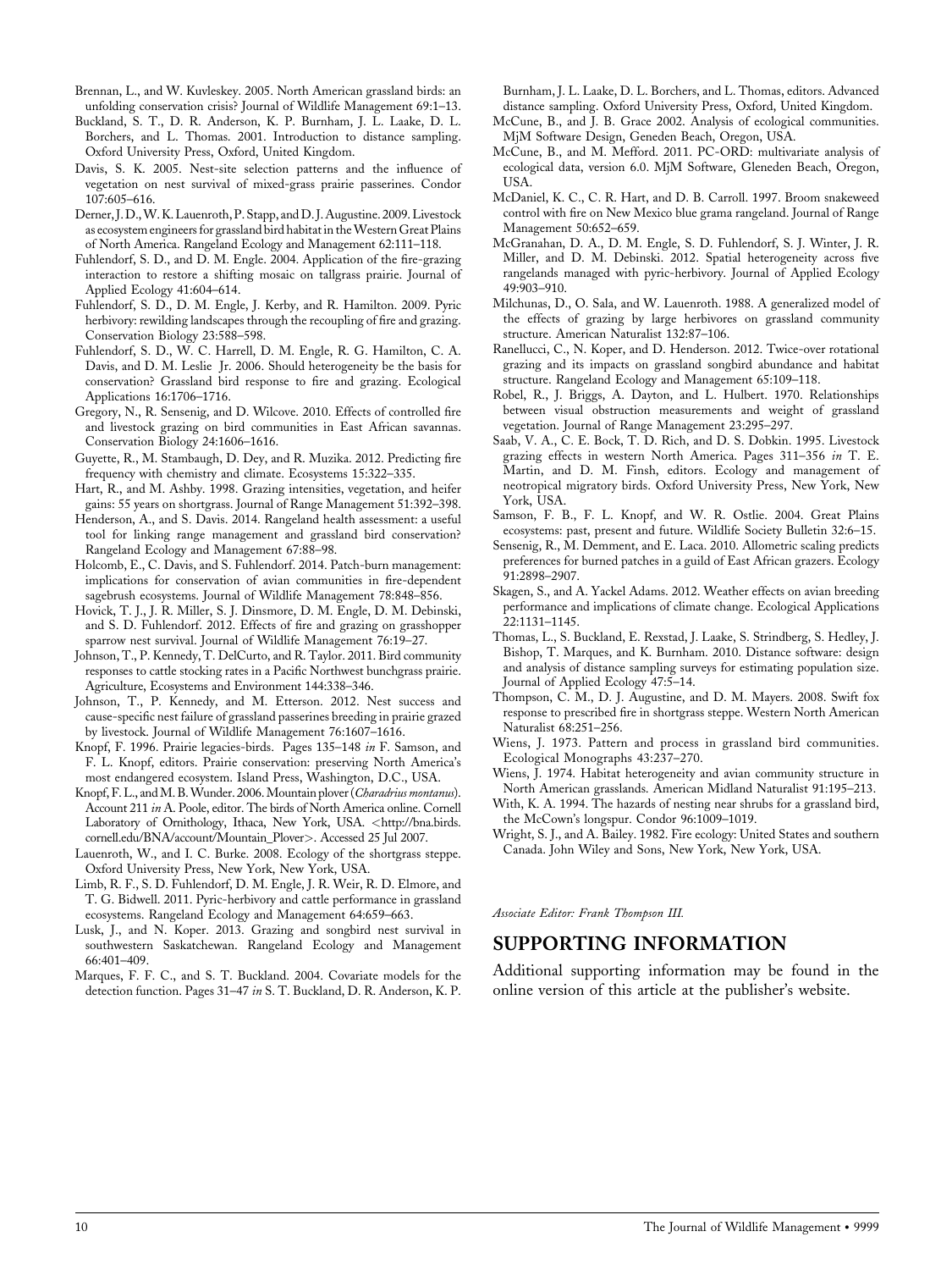Brennan, L., and W. Kuvleskey. 2005. North American grassland birds: an unfolding conservation crisis? Journal of Wildlife Management 69:1–13.

Buckland, S. T., D. R. Anderson, K. P. Burnham, J. L. Laake, D. L. Borchers, and L. Thomas. 2001. Introduction to distance sampling. Oxford University Press, Oxford, United Kingdom.

Davis, S. K. 2005. Nest-site selection patterns and the influence of vegetation on nest survival of mixed-grass prairie passerines. Condor 107:605–616.

Derner, J. D., W. K. Lauenroth, P. Stapp, and D. J. Augustine. 2009. Livestock as ecosystem engineers for grassland bird habitat in the Western Great Plains of North America. Rangeland Ecology and Management 62:111–118.

Fuhlendorf, S. D., and D. M. Engle. 2004. Application of the fire-grazing interaction to restore a shifting mosaic on tallgrass prairie. Journal of Applied Ecology 41:604–614.

Fuhlendorf, S. D., D. M. Engle, J. Kerby, and R. Hamilton. 2009. Pyric herbivory: rewilding landscapes through the recoupling of fire and grazing. Conservation Biology 23:588–598.

Fuhlendorf, S. D., W. C. Harrell, D. M. Engle, R. G. Hamilton, C. A. Davis, and D. M. Leslie Jr. 2006. Should heterogeneity be the basis for conservation? Grassland bird response to fire and grazing. Ecological Applications 16:1706–1716.

Gregory, N., R. Sensenig, and D. Wilcove. 2010. Effects of controlled fire and livestock grazing on bird communities in East African savannas. Conservation Biology 24:1606–1616.

Guyette, R., M. Stambaugh, D. Dey, and R. Muzika. 2012. Predicting fire frequency with chemistry and climate. Ecosystems 15:322–335.

Hart, R., and M. Ashby. 1998. Grazing intensities, vegetation, and heifer gains: 55 years on shortgrass. Journal of Range Management 51:392–398.

Henderson, A., and S. Davis. 2014. Rangeland health assessment: a useful tool for linking range management and grassland bird conservation? Rangeland Ecology and Management 67:88–98.

Holcomb, E., C. Davis, and S. Fuhlendorf. 2014. Patch-burn management: implications for conservation of avian communities in fire-dependent sagebrush ecosystems. Journal of Wildlife Management 78:848–856.

Hovick, T. J., J. R. Miller, S. J. Dinsmore, D. M. Engle, D. M. Debinski, and S. D. Fuhlendorf. 2012. Effects of fire and grazing on grasshopper sparrow nest survival. Journal of Wildlife Management 76:19–27.

Johnson, T., P. Kennedy, T. DelCurto, and R. Taylor. 2011. Bird community responses to cattle stocking rates in a Pacific Northwest bunchgrass prairie. Agriculture, Ecosystems and Environment 144:338–346.

Johnson, T., P. Kennedy, and M. Etterson. 2012. Nest success and cause-specific nest failure of grassland passerines breeding in prairie grazed by livestock. Journal of Wildlife Management 76:1607–1616.

Knopf, F. 1996. Prairie legacies-birds. Pages 135–148 *in* F. Samson, and F. L. Knopf, editors. Prairie conservation: preserving North America's most endangered ecosystem. Island Press, Washington, D.C., USA.

Knopf, F. L., and M. B. Wunder. 2006. Mountain plover (*Charadrius montanus*). Account 211 *in* A. Poole, editor. The birds of North America online. Cornell Laboratory of Ornithology, Ithaca, New York, USA. <http://bna.birds.cornell.edu/BNA/account/Mountain_Plover>. Accessed 25 Jul 2007.

Lauenroth, W., and I. C. Burke. 2008. Ecology of the shortgrass steppe. Oxford University Press, New York, New York, USA.

Limb, R. F., S. D. Fuhlendorf, D. M. Engle, J. R. Weir, R. D. Elmore, and T. G. Bidwell. 2011. Pyric-herbivory and cattle performance in grassland ecosystems. Rangeland Ecology and Management 64:659–663.

Lusk, J., and N. Koper. 2013. Grazing and songbird nest survival in southwestern Saskatchewan. Rangeland Ecology and Management 66:401–409.

Marques, F. F. C., and S. T. Buckland. 2004. Covariate models for the detection function. Pages 31–47 *in* S. T. Buckland, D. R. Anderson, K. P. Burnham, J. L. Laake, D. L. Borchers, and L. Thomas, editors. Advanced distance sampling. Oxford University Press, Oxford, United Kingdom.

McCune, B., and J. B. Grace 2002. Analysis of ecological communities. MjM Software Design, Geneden Beach, Oregon, USA.

McCune, B., and M. Mefford. 2011. PC-ORD: multivariate analysis of ecological data, version 6.0. MjM Software, Gleneden Beach, Oregon, USA.

McDaniel, K. C., C. R. Hart, and D. B. Carroll. 1997. Broom snakeweed control with fire on New Mexico blue grama rangeland. Journal of Range Management 50:652–659.

McGranahan, D. A., D. M. Engle, S. D. Fuhlendorf, S. J. Winter, J. R. Miller, and D. M. Debinski. 2012. Spatial heterogeneity across five rangelands managed with pyric-herbivory. Journal of Applied Ecology 49:903–910.

Milchunas, D., O. Sala, and W. Lauenroth. 1988. A generalized model of the effects of grazing by large herbivores on grassland community structure. American Naturalist 132:87–106.

Ranellucci, C., N. Koper, and D. Henderson. 2012. Twice-over rotational grazing and its impacts on grassland songbird abundance and habitat structure. Rangeland Ecology and Management 65:109–118.

Robel, R., J. Briggs, A. Dayton, and L. Hulbert. 1970. Relationships between visual obstruction measurements and weight of grassland vegetation. Journal of Range Management 23:295–297.

Saab, V. A., C. E. Bock, T. D. Rich, and D. S. Dobkin. 1995. Livestock grazing effects in western North America. Pages 311–356 *in* T. E. Martin, and D. M. Finsh, editors. Ecology and management of neotropical migratory birds. Oxford University Press, New York, New York, USA.

Samson, F. B., F. L. Knopf, and W. R. Ostlie. 2004. Great Plains ecosystems: past, present and future. Wildlife Society Bulletin 32:6–15.

Sensenig, R., M. Demment, and E. Laca. 2010. Allometric scaling predicts preferences for burned patches in a guild of East African grazers. Ecology 91:2898–2907.

Skagen, S., and A. Yackel Adams. 2012. Weather effects on avian breeding performance and implications of climate change. Ecological Applications 22:1131–1145.

Thomas, L., S. Buckland, E. Rexstad, J. Laake, S. Strindberg, S. Hedley, J. Bishop, T. Marques, and K. Burnham. 2010. Distance software: design and analysis of distance sampling surveys for estimating population size. Journal of Applied Ecology 47:5–14.

Thompson, C. M., D. J. Augustine, and D. M. Mayers. 2008. Swift fox response to prescribed fire in shortgrass steppe. Western North American Naturalist 68:251–256.

Wiens, J. 1973. Pattern and process in grassland bird communities. Ecological Monographs 43:237–270.

Wiens, J. 1974. Habitat heterogeneity and avian community structure in North American grasslands. American Midland Naturalist 91:195–213.

With, K. A. 1994. The hazards of nesting near shrubs for a grassland bird, the McCown's longspur. Condor 96:1009–1019.

Wright, S. J., and A. Bailey. 1982. Fire ecology: United States and southern Canada. John Wiley and Sons, New York, New York, USA.

*Associate Editor: Frank Thompson III.*

## SUPPORTING INFORMATION

Additional supporting information may be found in the online version of this article at the publisher's website.